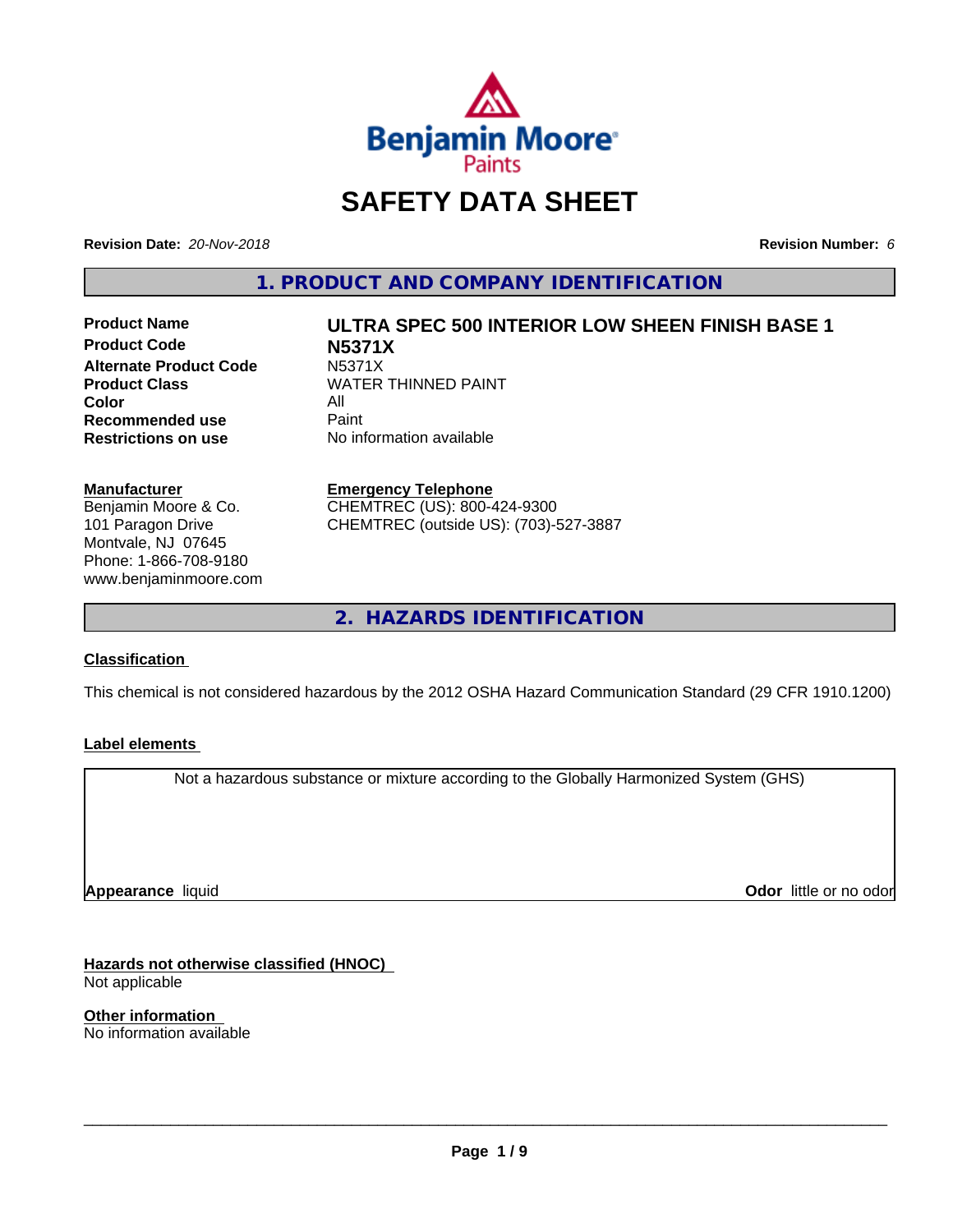# SAFETY DATA SHEET

**Revision Date:** *20-Nov-2018* **Revision Number:** *6*

## 1. PRODUCT AND COMPANY IDENTIFICATION

| | |
|---|---|
| **Product Name** | **ULTRA SPEC 500 INTERIOR LOW SHEEN FINISH BASE 1** |
| **Product Code** | **N5371X** |
| **Alternate Product Code** | N5371X |
| **Product Class** | WATER THINNED PAINT |
| **Color** | All |
| **Recommended use** | Paint |
| **Restrictions on use** | No information available |

**Manufacturer**
Benjamin Moore & Co.
101 Paragon Drive
Montvale, NJ 07645
Phone: 1-866-708-9180
www.benjaminmoore.com

**Emergency Telephone**
CHEMTREC (US): 800-424-9300
CHEMTREC (outside US): (703)-527-3887

## 2. HAZARDS IDENTIFICATION

**Classification**

This chemical is not considered hazardous by the 2012 OSHA Hazard Communication Standard (29 CFR 1910.1200)

**Label elements**

Not a hazardous substance or mixture according to the Globally Harmonized System (GHS)

**Appearance** liquid **Odor** little or no odor

**Hazards not otherwise classified (HNOC)**
Not applicable

**Other information**
No information available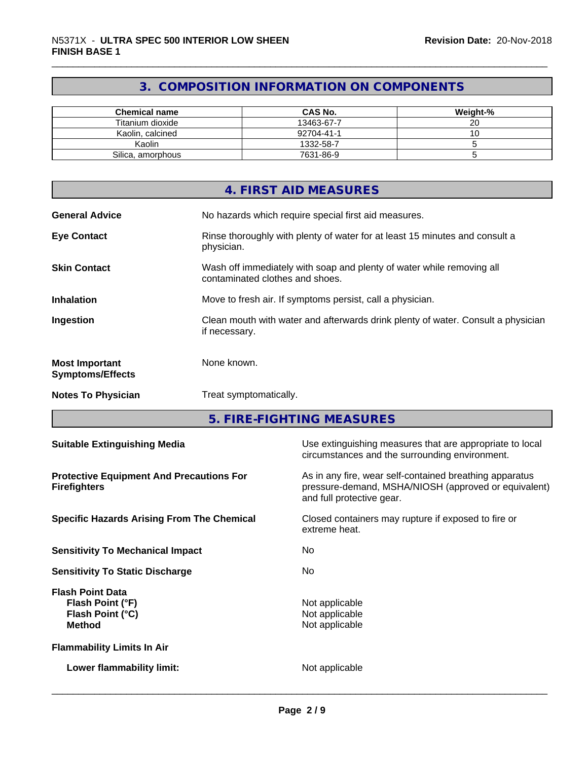## 3. COMPOSITION INFORMATION ON COMPONENTS

| Chemical name | CAS No. | Weight-% |
|---|---|---|
| Titanium dioxide | 13463-67-7 | 20 |
| Kaolin, calcined | 92704-41-1 | 10 |
| Kaolin | 1332-58-7 | 5 |
| Silica, amorphous | 7631-86-9 | 5 |

## 4. FIRST AID MEASURES

**General Advice** No hazards which require special first aid measures.

**Eye Contact** Rinse thoroughly with plenty of water for at least 15 minutes and consult a physician.

**Skin Contact** Wash off immediately with soap and plenty of water while removing all contaminated clothes and shoes.

**Inhalation** Move to fresh air. If symptoms persist, call a physician.

**Ingestion** Clean mouth with water and afterwards drink plenty of water. Consult a physician if necessary.

**Most Important Symptoms/Effects** None known.

**Notes To Physician** Treat symptomatically.

## 5. FIRE-FIGHTING MEASURES

**Suitable Extinguishing Media** Use extinguishing measures that are appropriate to local circumstances and the surrounding environment.

**Protective Equipment And Precautions For Firefighters** As in any fire, wear self-contained breathing apparatus pressure-demand, MSHA/NIOSH (approved or equivalent) and full protective gear.

**Specific Hazards Arising From The Chemical** Closed containers may rupture if exposed to fire or extreme heat.

**Sensitivity To Mechanical Impact** No

**Sensitivity To Static Discharge** No

**Flash Point Data**
- **Flash Point (°F)** Not applicable
- **Flash Point (°C)** Not applicable
- **Method** Not applicable

**Flammability Limits In Air**

- **Lower flammability limit:** Not applicable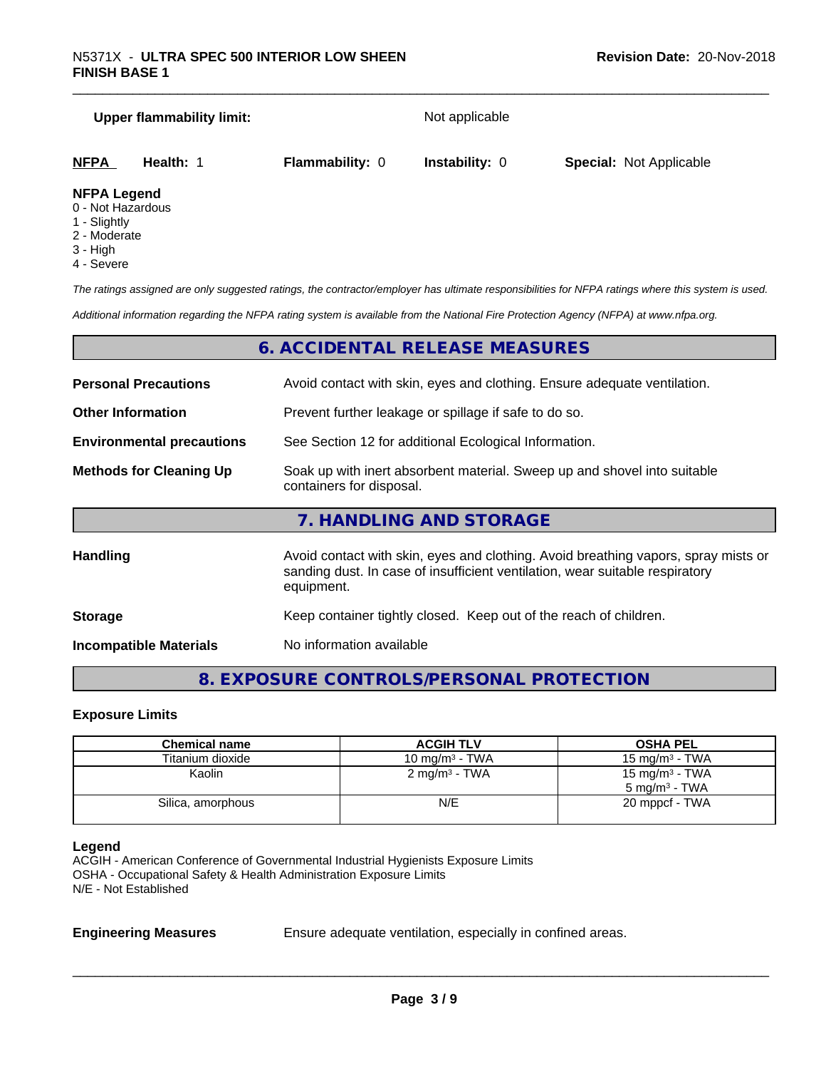**Upper flammability limit:** Not applicable

| **NFPA** | **Health:** 1 | **Flammability:** 0 | **Instability:** 0 | **Special:** Not Applicable |
|---|---|---|---|---|

**NFPA Legend**
0 - Not Hazardous
1 - Slightly
2 - Moderate
3 - High
4 - Severe

*The ratings assigned are only suggested ratings, the contractor/employer has ultimate responsibilities for NFPA ratings where this system is used.*

*Additional information regarding the NFPA rating system is available from the National Fire Protection Agency (NFPA) at www.nfpa.org.*

## 6. ACCIDENTAL RELEASE MEASURES

**Personal Precautions** Avoid contact with skin, eyes and clothing. Ensure adequate ventilation.

**Other Information** Prevent further leakage or spillage if safe to do so.

**Environmental precautions** See Section 12 for additional Ecological Information.

**Methods for Cleaning Up** Soak up with inert absorbent material. Sweep up and shovel into suitable containers for disposal.

## 7. HANDLING AND STORAGE

**Handling** Avoid contact with skin, eyes and clothing. Avoid breathing vapors, spray mists or sanding dust. In case of insufficient ventilation, wear suitable respiratory equipment.

**Storage** Keep container tightly closed. Keep out of the reach of children.

**Incompatible Materials** No information available

## 8. EXPOSURE CONTROLS/PERSONAL PROTECTION

### Exposure Limits

| Chemical name | ACGIH TLV | OSHA PEL |
|---|---|---|
| Titanium dioxide | 10 mg/m³ - TWA | 15 mg/m³ - TWA |
| Kaolin | 2 mg/m³ - TWA | 15 mg/m³ - TWA<br>5 mg/m³ - TWA |
| Silica, amorphous | N/E | 20 mppcf - TWA |

**Legend**
ACGIH - American Conference of Governmental Industrial Hygienists Exposure Limits
OSHA - Occupational Safety & Health Administration Exposure Limits
N/E - Not Established

**Engineering Measures** Ensure adequate ventilation, especially in confined areas.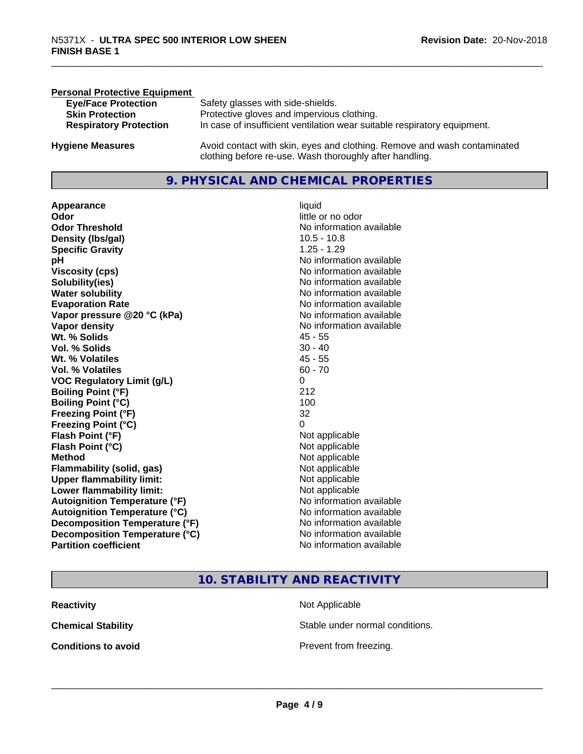**Personal Protective Equipment**

| | |
|---|---|
| **Eye/Face Protection** | Safety glasses with side-shields. |
| **Skin Protection** | Protective gloves and impervious clothing. |
| **Respiratory Protection** | In case of insufficient ventilation wear suitable respiratory equipment. |

**Hygiene Measures** Avoid contact with skin, eyes and clothing. Remove and wash contaminated clothing before re-use. Wash thoroughly after handling.

## 9. PHYSICAL AND CHEMICAL PROPERTIES

| | |
|---|---|
| **Appearance** | liquid |
| **Odor** | little or no odor |
| **Odor Threshold** | No information available |
| **Density (lbs/gal)** | 10.5 - 10.8 |
| **Specific Gravity** | 1.25 - 1.29 |
| **pH** | No information available |
| **Viscosity (cps)** | No information available |
| **Solubility(ies)** | No information available |
| **Water solubility** | No information available |
| **Evaporation Rate** | No information available |
| **Vapor pressure @20 °C (kPa)** | No information available |
| **Vapor density** | No information available |
| **Wt. % Solids** | 45 - 55 |
| **Vol. % Solids** | 30 - 40 |
| **Wt. % Volatiles** | 45 - 55 |
| **Vol. % Volatiles** | 60 - 70 |
| **VOC Regulatory Limit (g/L)** | 0 |
| **Boiling Point (°F)** | 212 |
| **Boiling Point (°C)** | 100 |
| **Freezing Point (°F)** | 32 |
| **Freezing Point (°C)** | 0 |
| **Flash Point (°F)** | Not applicable |
| **Flash Point (°C)** | Not applicable |
| **Method** | Not applicable |
| **Flammability (solid, gas)** | Not applicable |
| **Upper flammability limit:** | Not applicable |
| **Lower flammability limit:** | Not applicable |
| **Autoignition Temperature (°F)** | No information available |
| **Autoignition Temperature (°C)** | No information available |
| **Decomposition Temperature (°F)** | No information available |
| **Decomposition Temperature (°C)** | No information available |
| **Partition coefficient** | No information available |

## 10. STABILITY AND REACTIVITY

| | |
|---|---|
| **Reactivity** | Not Applicable |
| **Chemical Stability** | Stable under normal conditions. |
| **Conditions to avoid** | Prevent from freezing. |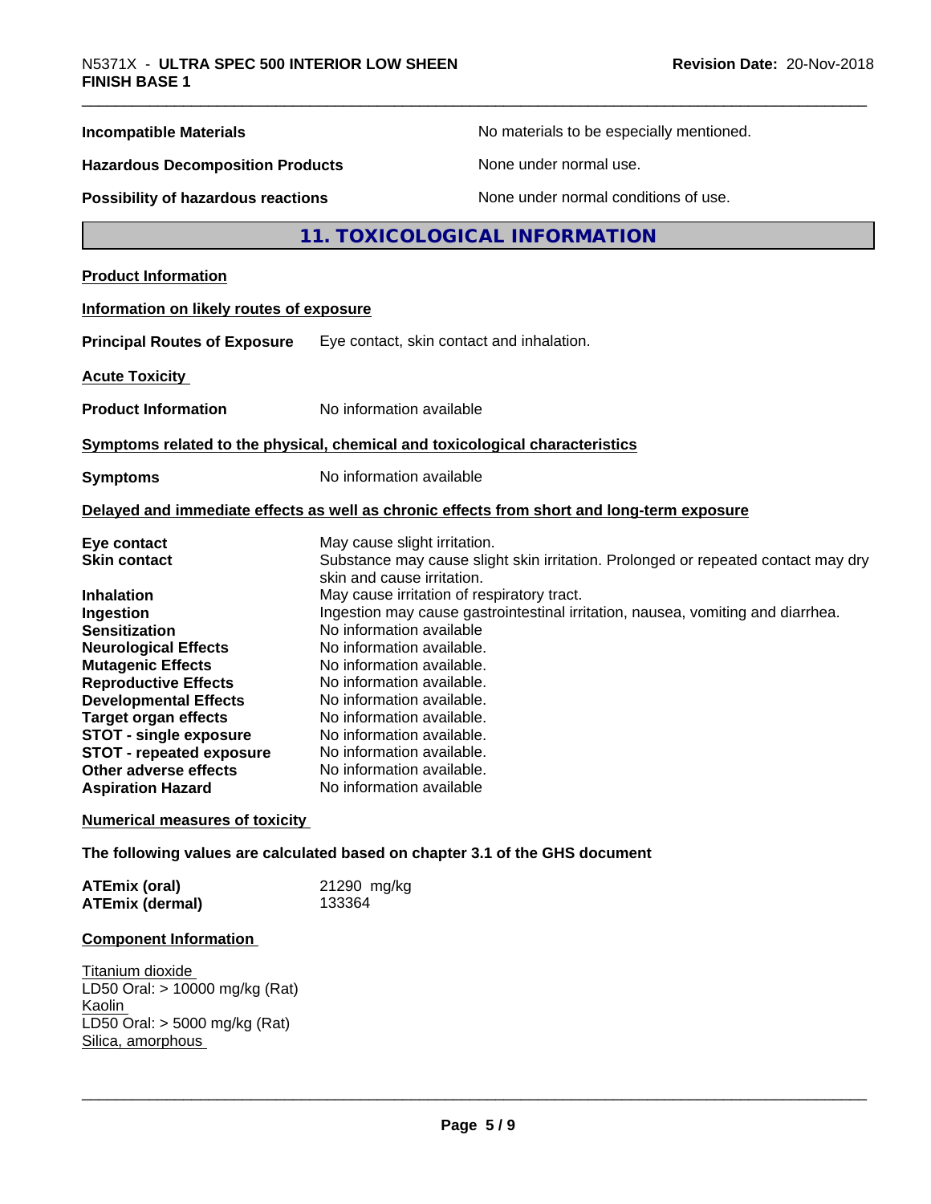| | |
|---|---|
| **Incompatible Materials** | No materials to be especially mentioned. |
| **Hazardous Decomposition Products** | None under normal use. |
| **Possibility of hazardous reactions** | None under normal conditions of use. |

## 11. TOXICOLOGICAL INFORMATION

**Product Information**

**Information on likely routes of exposure**

**Principal Routes of Exposure** Eye contact, skin contact and inhalation.

**Acute Toxicity**

**Product Information** No information available

**Symptoms related to the physical, chemical and toxicological characteristics**

**Symptoms** No information available

**Delayed and immediate effects as well as chronic effects from short and long-term exposure**

| | |
|---|---|
| **Eye contact** | May cause slight irritation. |
| **Skin contact** | Substance may cause slight skin irritation. Prolonged or repeated contact may dry skin and cause irritation. |
| **Inhalation** | May cause irritation of respiratory tract. |
| **Ingestion** | Ingestion may cause gastrointestinal irritation, nausea, vomiting and diarrhea. |
| **Sensitization** | No information available |
| **Neurological Effects** | No information available. |
| **Mutagenic Effects** | No information available. |
| **Reproductive Effects** | No information available. |
| **Developmental Effects** | No information available. |
| **Target organ effects** | No information available. |
| **STOT - single exposure** | No information available. |
| **STOT - repeated exposure** | No information available. |
| **Other adverse effects** | No information available. |
| **Aspiration Hazard** | No information available |

**Numerical measures of toxicity**

**The following values are calculated based on chapter 3.1 of the GHS document**

| | |
|---|---|
| **ATEmix (oral)** | 21290 mg/kg |
| **ATEmix (dermal)** | 133364 |

**Component Information**

Titanium dioxide
LD50 Oral: > 10000 mg/kg (Rat)
Kaolin
LD50 Oral: > 5000 mg/kg (Rat)
Silica, amorphous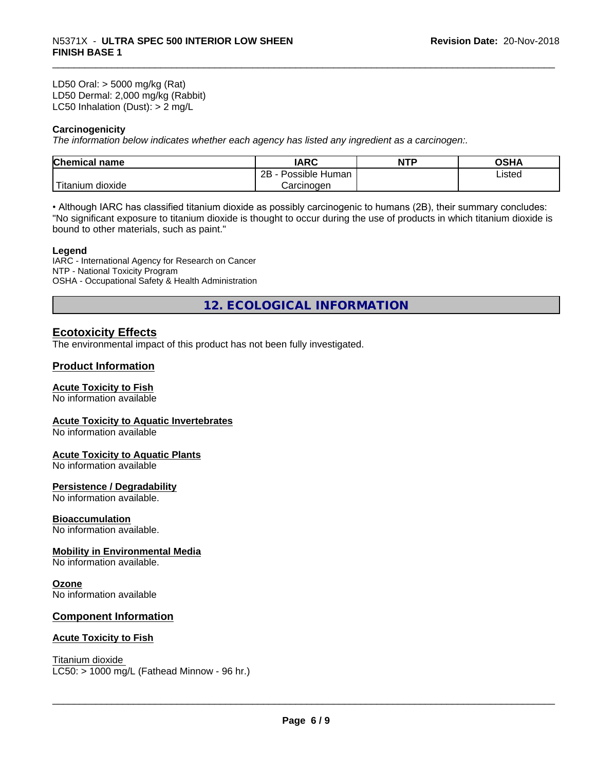LD50 Oral: > 5000 mg/kg (Rat)
LD50 Dermal: 2,000 mg/kg (Rabbit)
LC50 Inhalation (Dust): > 2 mg/L

**Carcinogenicity**

*The information below indicates whether each agency has listed any ingredient as a carcinogen:.*

| Chemical name | IARC | NTP | OSHA |
|---|---|---|---|
| Titanium dioxide | 2B - Possible Human Carcinogen | | Listed |

• Although IARC has classified titanium dioxide as possibly carcinogenic to humans (2B), their summary concludes: "No significant exposure to titanium dioxide is thought to occur during the use of products in which titanium dioxide is bound to other materials, such as paint."

**Legend**

IARC - International Agency for Research on Cancer
NTP - National Toxicity Program
OSHA - Occupational Safety & Health Administration

# 12. ECOLOGICAL INFORMATION

## Ecotoxicity Effects

The environmental impact of this product has not been fully investigated.

## Product Information

### Acute Toxicity to Fish

No information available

### Acute Toxicity to Aquatic Invertebrates

No information available

### Acute Toxicity to Aquatic Plants

No information available

### Persistence / Degradability

No information available.

### Bioaccumulation

No information available.

### Mobility in Environmental Media

No information available.

### Ozone

No information available

## Component Information

### Acute Toxicity to Fish

Titanium dioxide
LC50: > 1000 mg/L (Fathead Minnow - 96 hr.)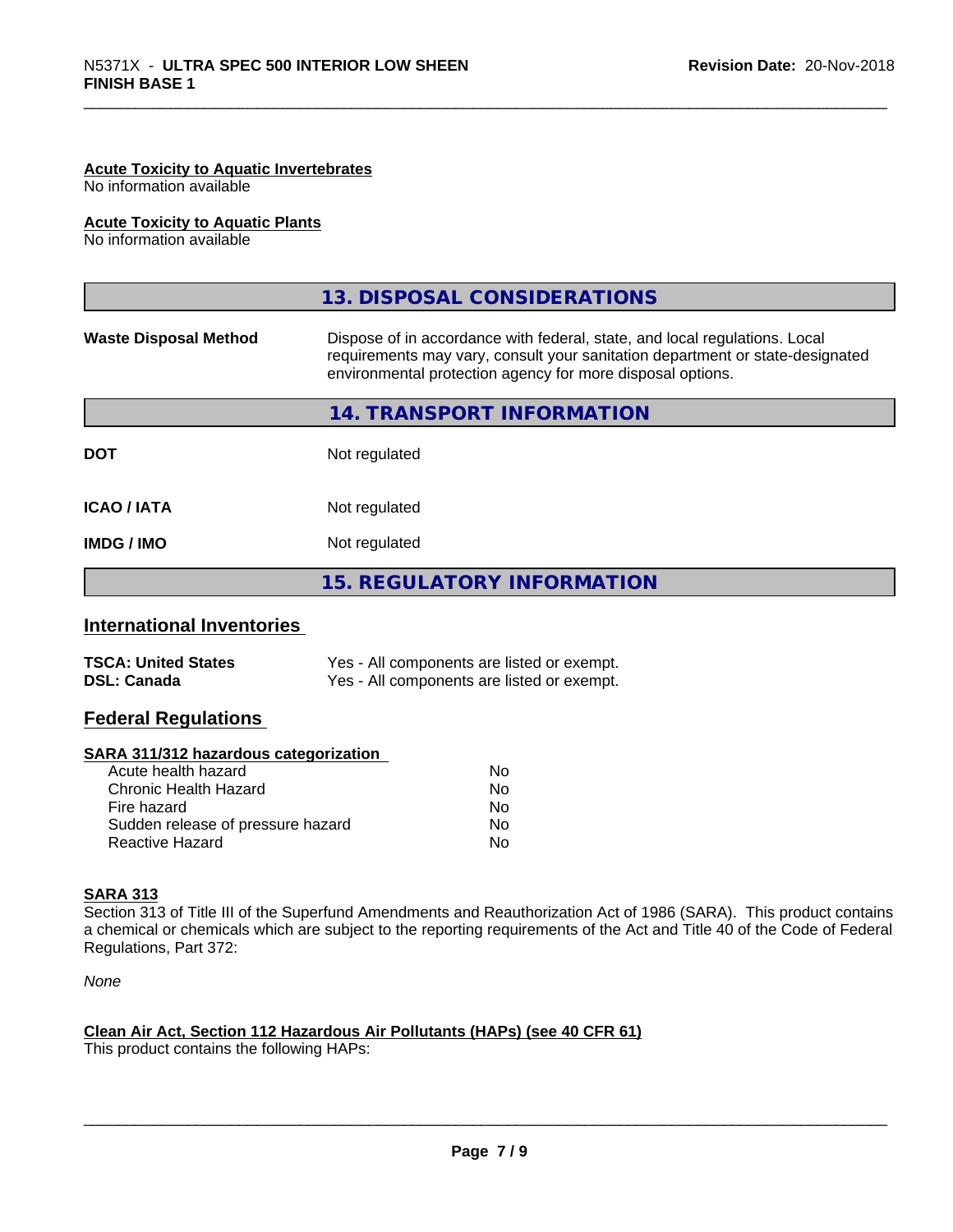**Acute Toxicity to Aquatic Invertebrates**
No information available

**Acute Toxicity to Aquatic Plants**
No information available

## 13. DISPOSAL CONSIDERATIONS

| | |
|---|---|
| **Waste Disposal Method** | Dispose of in accordance with federal, state, and local regulations. Local requirements may vary, consult your sanitation department or state-designated environmental protection agency for more disposal options. |

## 14. TRANSPORT INFORMATION

| | |
|---|---|
| **DOT** | Not regulated |
| **ICAO / IATA** | Not regulated |
| **IMDG / IMO** | Not regulated |

## 15. REGULATORY INFORMATION

### International Inventories

| | |
|---|---|
| **TSCA: United States** | Yes - All components are listed or exempt. |
| **DSL: Canada** | Yes - All components are listed or exempt. |

### Federal Regulations

**SARA 311/312 hazardous categorization**

| | |
|---|---|
| Acute health hazard | No |
| Chronic Health Hazard | No |
| Fire hazard | No |
| Sudden release of pressure hazard | No |
| Reactive Hazard | No |

**SARA 313**
Section 313 of Title III of the Superfund Amendments and Reauthorization Act of 1986 (SARA). This product contains a chemical or chemicals which are subject to the reporting requirements of the Act and Title 40 of the Code of Federal Regulations, Part 372:

*None*

**Clean Air Act, Section 112 Hazardous Air Pollutants (HAPs) (see 40 CFR 61)**
This product contains the following HAPs: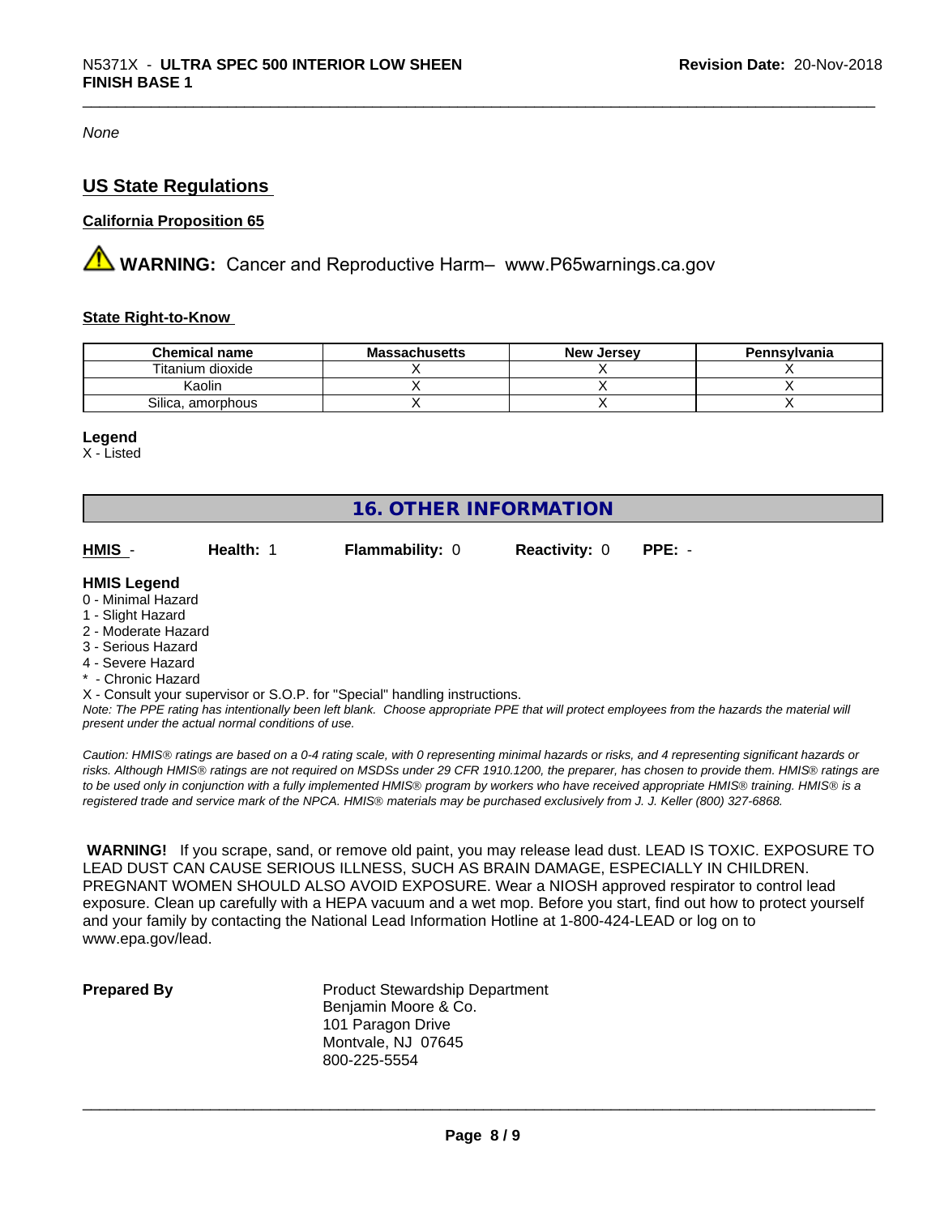*None*

## US State Regulations

### California Proposition 65

⚠ **WARNING:** Cancer and Reproductive Harm– www.P65warnings.ca.gov

### State Right-to-Know

| Chemical name | Massachusetts | New Jersey | Pennsylvania |
|---|---|---|---|
| Titanium dioxide | X | X | X |
| Kaolin | X | X | X |
| Silica, amorphous | X | X | X |

**Legend**
X - Listed

## 16. OTHER INFORMATION

**HMIS** - **Health:** 1 **Flammability:** 0 **Reactivity:** 0 **PPE:** -

**HMIS Legend**
0 - Minimal Hazard
1 - Slight Hazard
2 - Moderate Hazard
3 - Serious Hazard
4 - Severe Hazard
* - Chronic Hazard
X - Consult your supervisor or S.O.P. for "Special" handling instructions.

*Note: The PPE rating has intentionally been left blank. Choose appropriate PPE that will protect employees from the hazards the material will present under the actual normal conditions of use.*

*Caution: HMIS® ratings are based on a 0-4 rating scale, with 0 representing minimal hazards or risks, and 4 representing significant hazards or risks. Although HMIS® ratings are not required on MSDSs under 29 CFR 1910.1200, the preparer, has chosen to provide them. HMIS® ratings are to be used only in conjunction with a fully implemented HMIS® program by workers who have received appropriate HMIS® training. HMIS® is a registered trade and service mark of the NPCA. HMIS® materials may be purchased exclusively from J. J. Keller (800) 327-6868.*

**WARNING!** If you scrape, sand, or remove old paint, you may release lead dust. LEAD IS TOXIC. EXPOSURE TO LEAD DUST CAN CAUSE SERIOUS ILLNESS, SUCH AS BRAIN DAMAGE, ESPECIALLY IN CHILDREN. PREGNANT WOMEN SHOULD ALSO AVOID EXPOSURE. Wear a NIOSH approved respirator to control lead exposure. Clean up carefully with a HEPA vacuum and a wet mop. Before you start, find out how to protect yourself and your family by contacting the National Lead Information Hotline at 1-800-424-LEAD or log on to www.epa.gov/lead.

**Prepared By**

Product Stewardship Department
Benjamin Moore & Co.
101 Paragon Drive
Montvale, NJ 07645
800-225-5554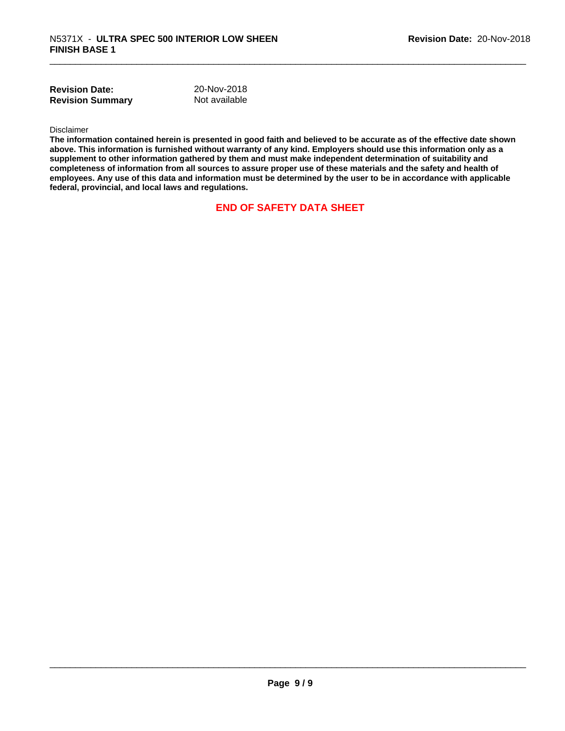**Revision Date:** 20-Nov-2018
**Revision Summary** Not available

Disclaimer

**The information contained herein is presented in good faith and believed to be accurate as of the effective date shown above. This information is furnished without warranty of any kind. Employers should use this information only as a supplement to other information gathered by them and must make independent determination of suitability and completeness of information from all sources to assure proper use of these materials and the safety and health of employees. Any use of this data and information must be determined by the user to be in accordance with applicable federal, provincial, and local laws and regulations.**

**END OF SAFETY DATA SHEET**